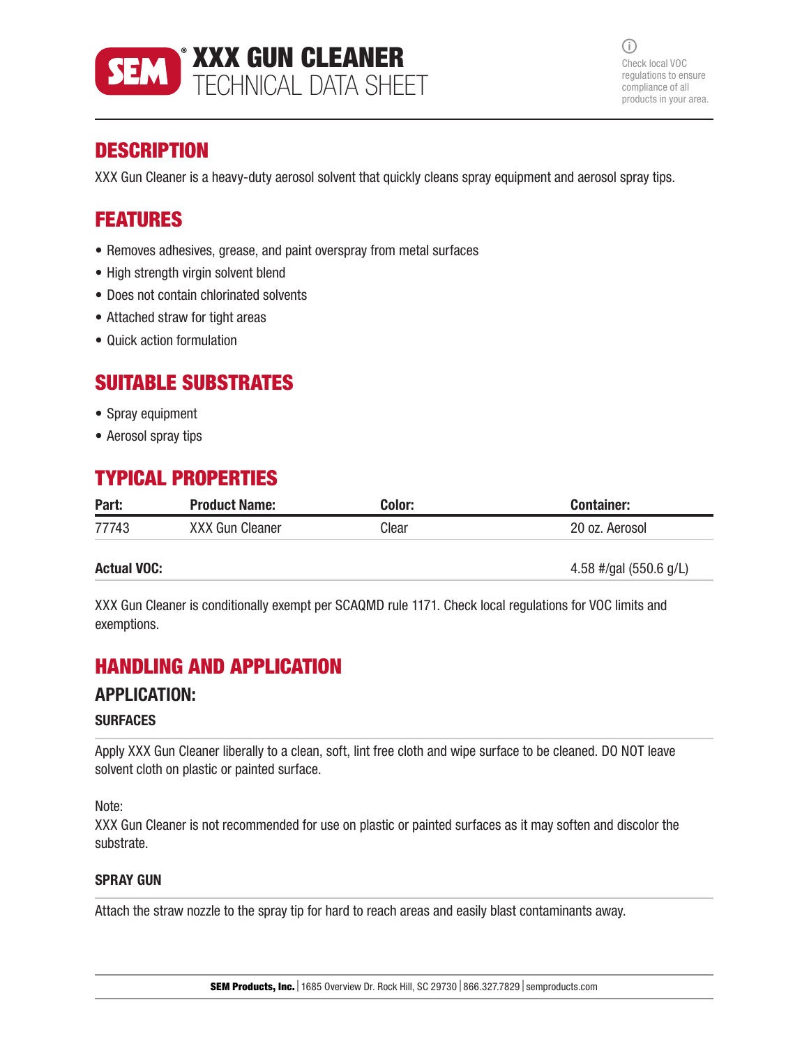# SEM® XXX GUN CLEANER TECHNICAL DATA SHEET

ⓘ Check local VOC regulations to ensure compliance of all products in your area.

## DESCRIPTION

XXX Gun Cleaner is a heavy-duty aerosol solvent that quickly cleans spray equipment and aerosol spray tips.

## FEATURES

- Removes adhesives, grease, and paint overspray from metal surfaces
- High strength virgin solvent blend
- Does not contain chlorinated solvents
- Attached straw for tight areas
- Quick action formulation

## SUITABLE SUBSTRATES

- Spray equipment
- Aerosol spray tips

## TYPICAL PROPERTIES

| Part: | Product Name: | Color: | Container: |
|---|---|---|---|
| 77743 | XXX Gun Cleaner | Clear | 20 oz. Aerosol |
| **Actual VOC:** | | | 4.58 #/gal (550.6 g/L) |

XXX Gun Cleaner is conditionally exempt per SCAQMD rule 1171. Check local regulations for VOC limits and exemptions.

## HANDLING AND APPLICATION

### APPLICATION:

#### SURFACES

Apply XXX Gun Cleaner liberally to a clean, soft, lint free cloth and wipe surface to be cleaned. DO NOT leave solvent cloth on plastic or painted surface.

Note:
XXX Gun Cleaner is not recommended for use on plastic or painted surfaces as it may soften and discolor the substrate.

#### SPRAY GUN

Attach the straw nozzle to the spray tip for hard to reach areas and easily blast contaminants away.

**SEM Products, Inc.** | 1685 Overview Dr. Rock Hill, SC 29730 | 866.327.7829 | semproducts.com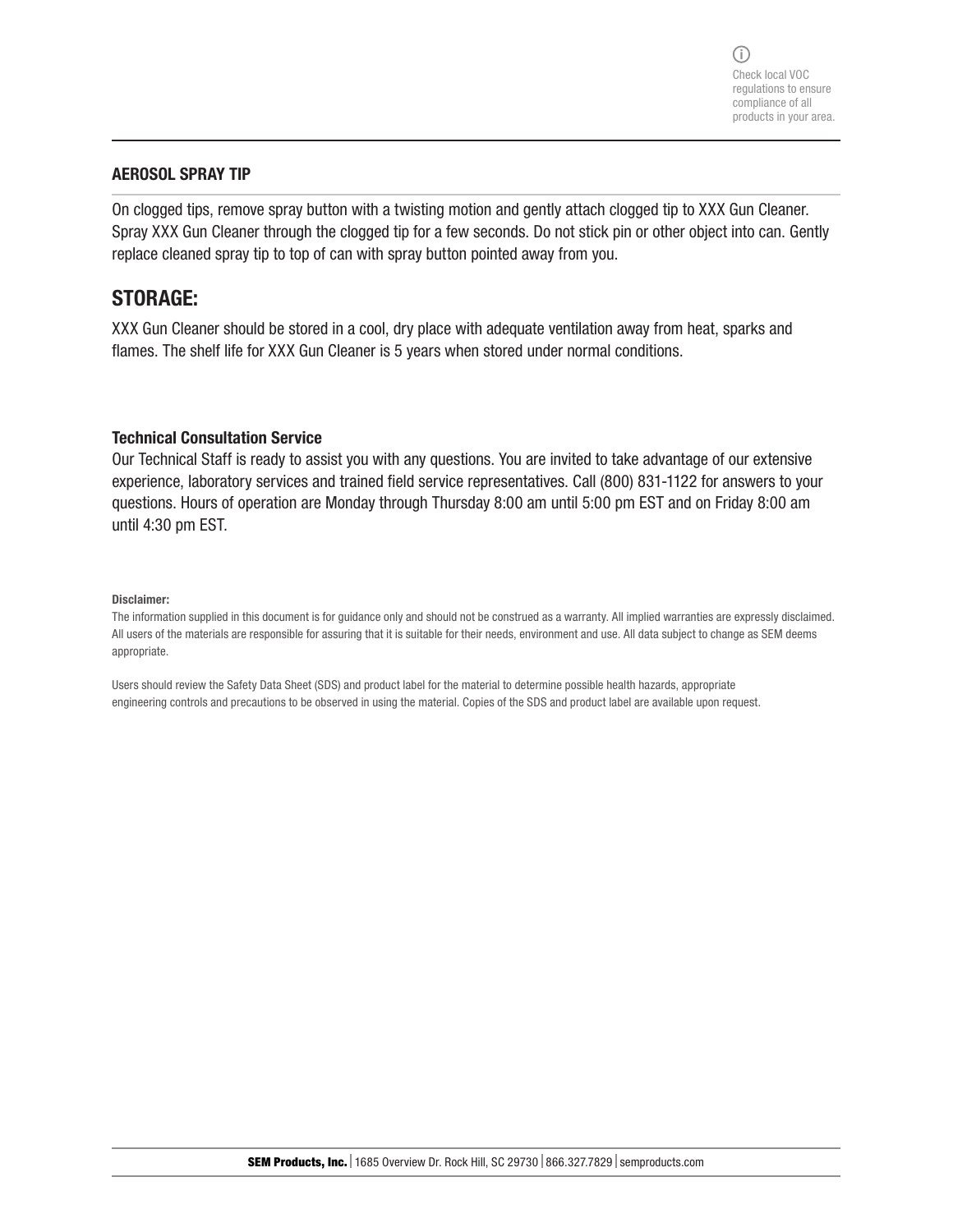Check local VOC regulations to ensure compliance of all products in your area.

### AEROSOL SPRAY TIP

On clogged tips, remove spray button with a twisting motion and gently attach clogged tip to XXX Gun Cleaner. Spray XXX Gun Cleaner through the clogged tip for a few seconds. Do not stick pin or other object into can. Gently replace cleaned spray tip to top of can with spray button pointed away from you.

## STORAGE:

XXX Gun Cleaner should be stored in a cool, dry place with adequate ventilation away from heat, sparks and flames. The shelf life for XXX Gun Cleaner is 5 years when stored under normal conditions.

### Technical Consultation Service

Our Technical Staff is ready to assist you with any questions. You are invited to take advantage of our extensive experience, laboratory services and trained field service representatives. Call (800) 831-1122 for answers to your questions. Hours of operation are Monday through Thursday 8:00 am until 5:00 pm EST and on Friday 8:00 am until 4:30 pm EST.

**Disclaimer:**

The information supplied in this document is for guidance only and should not be construed as a warranty. All implied warranties are expressly disclaimed. All users of the materials are responsible for assuring that it is suitable for their needs, environment and use. All data subject to change as SEM deems appropriate.

Users should review the Safety Data Sheet (SDS) and product label for the material to determine possible health hazards, appropriate engineering controls and precautions to be observed in using the material. Copies of the SDS and product label are available upon request.

**SEM Products, Inc.** | 1685 Overview Dr. Rock Hill, SC 29730 | 866.327.7829 | semproducts.com